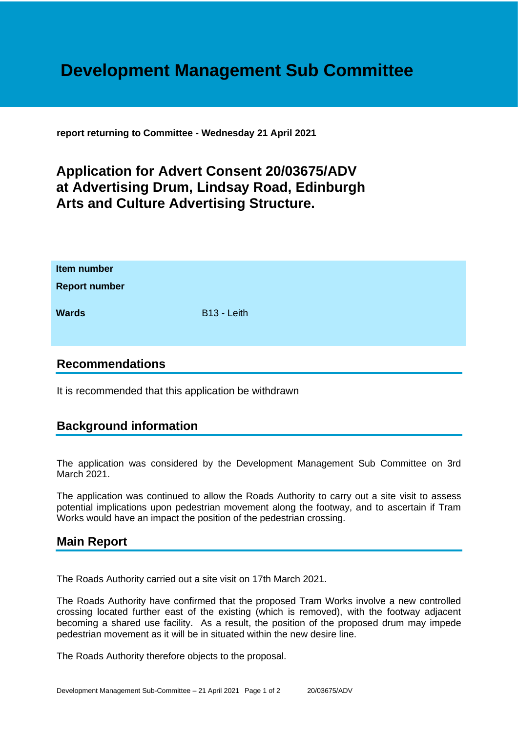# Development Management Sub Committee

**report returning to Committee - Wednesday 21 April 2021**

## Application for Advert Consent 20/03675/ADV at Advertising Drum, Lindsay Road, Edinburgh Arts and Culture Advertising Structure.

| | |
|---|---|
| **Item number** | |
| **Report number** | |
| **Wards** | B13 - Leith |

## Recommendations

It is recommended that this application be withdrawn

## Background information

The application was considered by the Development Management Sub Committee on 3rd March 2021.

The application was continued to allow the Roads Authority to carry out a site visit to assess potential implications upon pedestrian movement along the footway, and to ascertain if Tram Works would have an impact the position of the pedestrian crossing.

## Main Report

The Roads Authority carried out a site visit on 17th March 2021.

The Roads Authority have confirmed that the proposed Tram Works involve a new controlled crossing located further east of the existing (which is removed), with the footway adjacent becoming a shared use facility. As a result, the position of the proposed drum may impede pedestrian movement as it will be in situated within the new desire line.

The Roads Authority therefore objects to the proposal.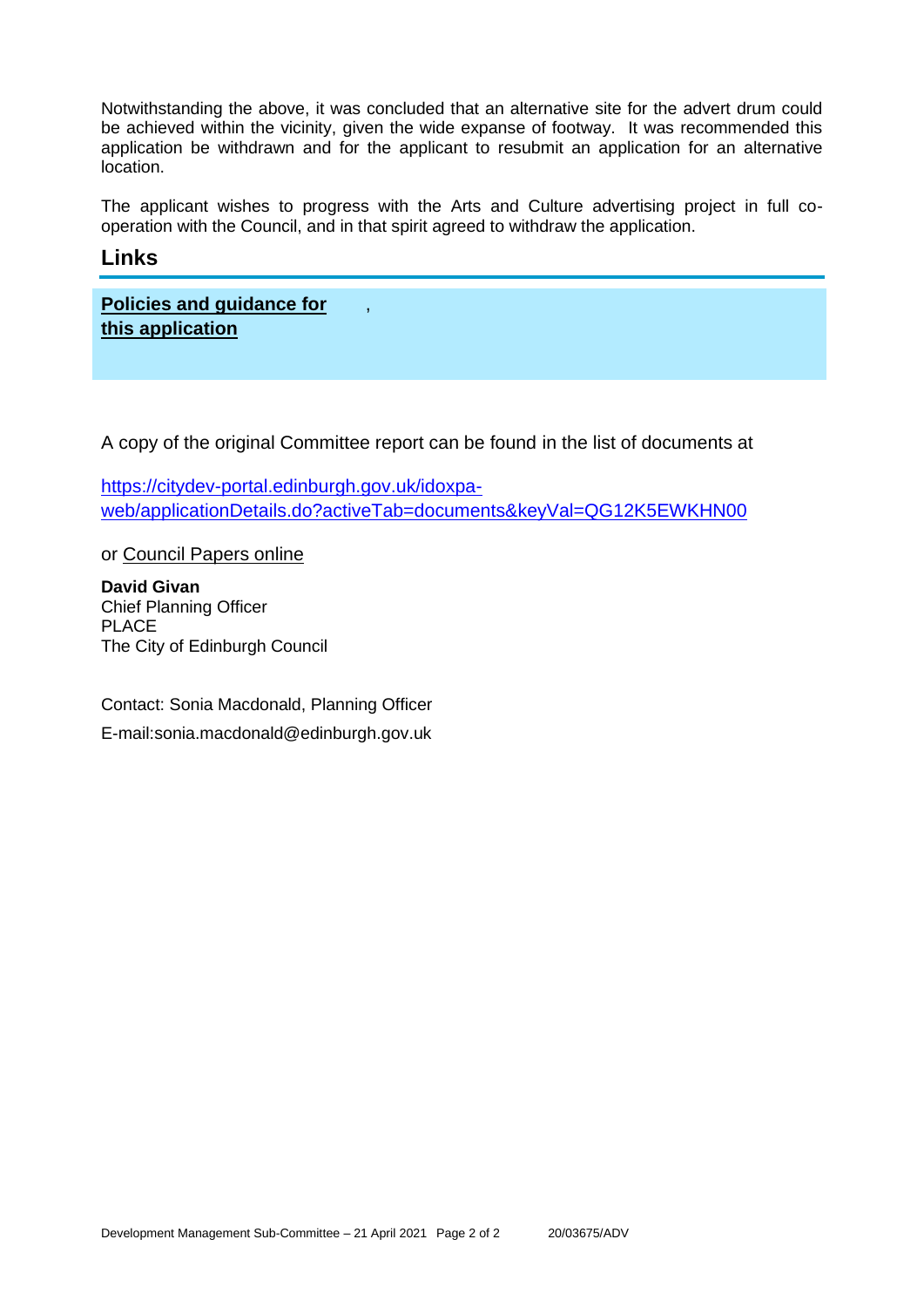Notwithstanding the above, it was concluded that an alternative site for the advert drum could be achieved within the vicinity, given the wide expanse of footway. It was recommended this application be withdrawn and for the applicant to resubmit an application for an alternative location.

The applicant wishes to progress with the Arts and Culture advertising project in full co-operation with the Council, and in that spirit agreed to withdraw the application.

## Links

**Policies and guidance for this application** ,

A copy of the original Committee report can be found in the list of documents at

https://citydev-portal.edinburgh.gov.uk/idoxpa-web/applicationDetails.do?activeTab=documents&keyVal=QG12K5EWKHN00

or Council Papers online

**David Givan**
Chief Planning Officer
PLACE
The City of Edinburgh Council

Contact: Sonia Macdonald, Planning Officer

E-mail:sonia.macdonald@edinburgh.gov.uk